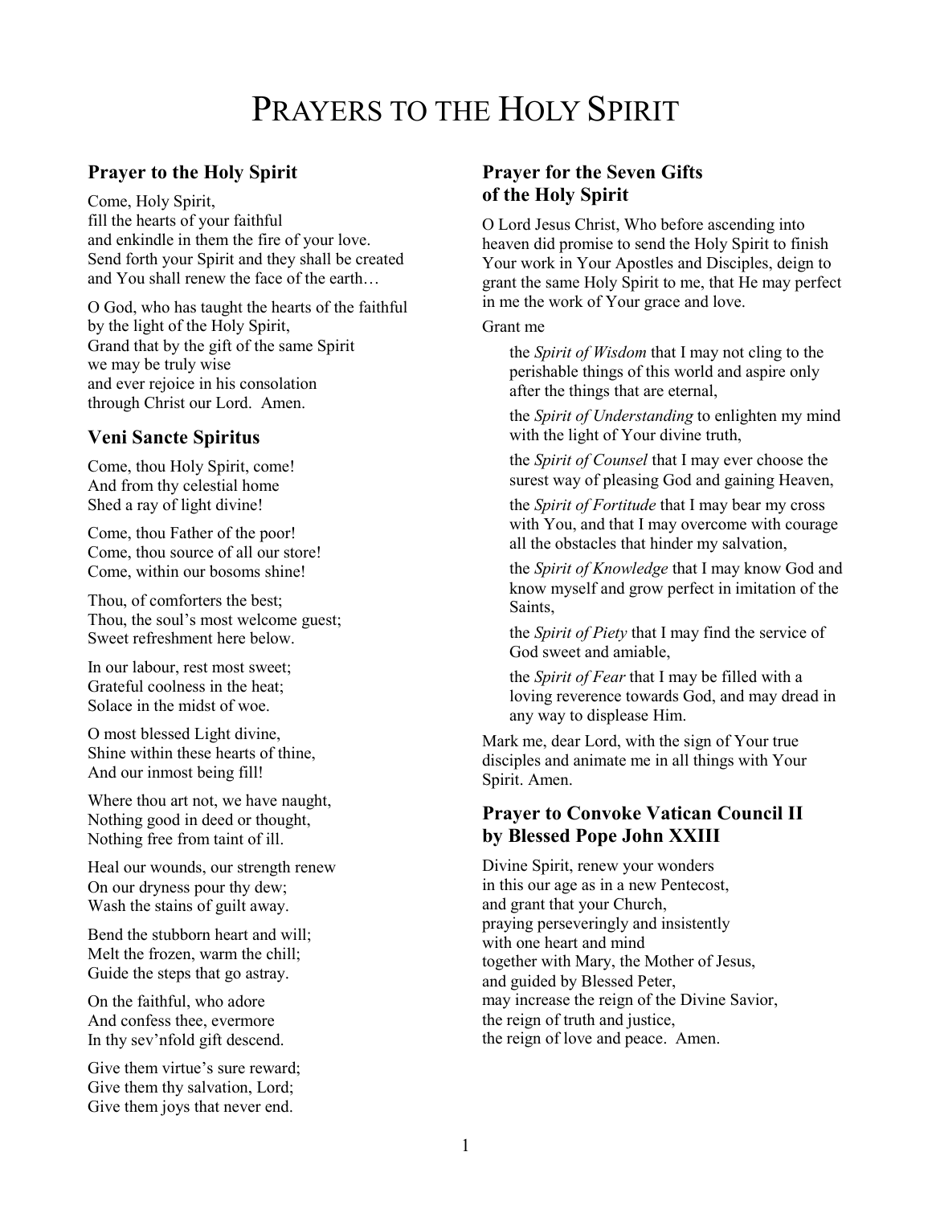# PRAYERS TO THE HOLY SPIRIT

## Prayer to the Holy Spirit

Come, Holy Spirit,
fill the hearts of your faithful
and enkindle in them the fire of your love.
Send forth your Spirit and they shall be created
and You shall renew the face of the earth…

O God, who has taught the hearts of the faithful
by the light of the Holy Spirit,
Grand that by the gift of the same Spirit
we may be truly wise
and ever rejoice in his consolation
through Christ our Lord. Amen.

## Veni Sancte Spiritus

Come, thou Holy Spirit, come!
And from thy celestial home
Shed a ray of light divine!

Come, thou Father of the poor!
Come, thou source of all our store!
Come, within our bosoms shine!

Thou, of comforters the best;
Thou, the soul's most welcome guest;
Sweet refreshment here below.

In our labour, rest most sweet;
Grateful coolness in the heat;
Solace in the midst of woe.

O most blessed Light divine,
Shine within these hearts of thine,
And our inmost being fill!

Where thou art not, we have naught,
Nothing good in deed or thought,
Nothing free from taint of ill.

Heal our wounds, our strength renew
On our dryness pour thy dew;
Wash the stains of guilt away.

Bend the stubborn heart and will;
Melt the frozen, warm the chill;
Guide the steps that go astray.

On the faithful, who adore
And confess thee, evermore
In thy sev'nfold gift descend.

Give them virtue's sure reward;
Give them thy salvation, Lord;
Give them joys that never end.

## Prayer for the Seven Gifts of the Holy Spirit

O Lord Jesus Christ, Who before ascending into heaven did promise to send the Holy Spirit to finish Your work in Your Apostles and Disciples, deign to grant the same Holy Spirit to me, that He may perfect in me the work of Your grace and love.

Grant me

the *Spirit of Wisdom* that I may not cling to the perishable things of this world and aspire only after the things that are eternal,

the *Spirit of Understanding* to enlighten my mind with the light of Your divine truth,

the *Spirit of Counsel* that I may ever choose the surest way of pleasing God and gaining Heaven,

the *Spirit of Fortitude* that I may bear my cross with You, and that I may overcome with courage all the obstacles that hinder my salvation,

the *Spirit of Knowledge* that I may know God and know myself and grow perfect in imitation of the Saints,

the *Spirit of Piety* that I may find the service of God sweet and amiable,

the *Spirit of Fear* that I may be filled with a loving reverence towards God, and may dread in any way to displease Him.

Mark me, dear Lord, with the sign of Your true disciples and animate me in all things with Your Spirit. Amen.

## Prayer to Convoke Vatican Council II by Blessed Pope John XXIII

Divine Spirit, renew your wonders
in this our age as in a new Pentecost,
and grant that your Church,
praying perseveringly and insistently
with one heart and mind
together with Mary, the Mother of Jesus,
and guided by Blessed Peter,
may increase the reign of the Divine Savior,
the reign of truth and justice,
the reign of love and peace. Amen.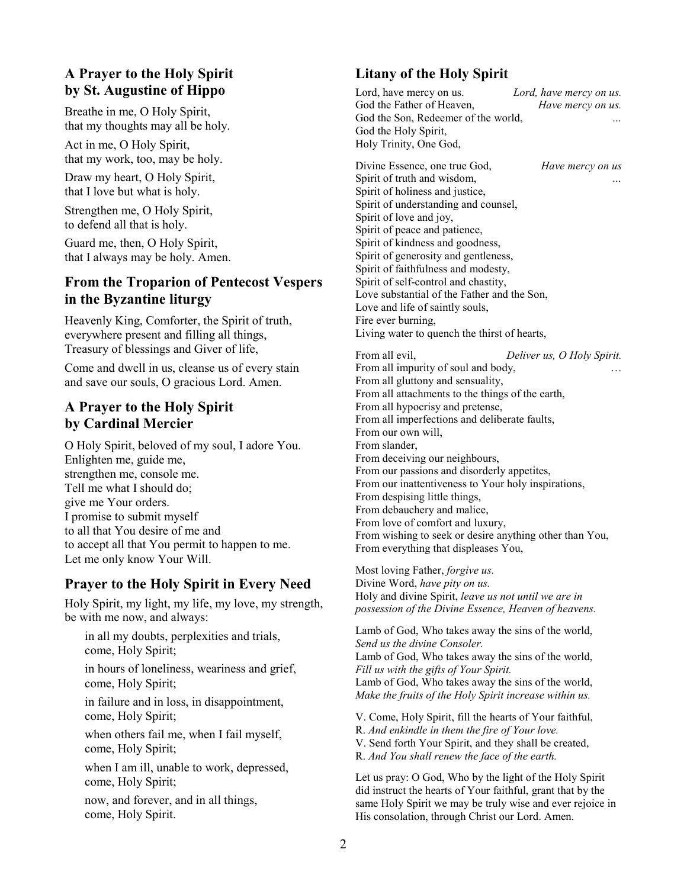## A Prayer to the Holy Spirit by St. Augustine of Hippo

Breathe in me, O Holy Spirit,
that my thoughts may all be holy.

Act in me, O Holy Spirit,
that my work, too, may be holy.

Draw my heart, O Holy Spirit,
that I love but what is holy.

Strengthen me, O Holy Spirit,
to defend all that is holy.

Guard me, then, O Holy Spirit,
that I always may be holy. Amen.

## From the Troparion of Pentecost Vespers in the Byzantine liturgy

Heavenly King, Comforter, the Spirit of truth,
everywhere present and filling all things,
Treasury of blessings and Giver of life,

Come and dwell in us, cleanse us of every stain
and save our souls, O gracious Lord. Amen.

## A Prayer to the Holy Spirit by Cardinal Mercier

O Holy Spirit, beloved of my soul, I adore You.
Enlighten me, guide me,
strengthen me, console me.
Tell me what I should do;
give me Your orders.
I promise to submit myself
to all that You desire of me and
to accept all that You permit to happen to me.
Let me only know Your Will.

## Prayer to the Holy Spirit in Every Need

Holy Spirit, my light, my life, my love, my strength,
be with me now, and always:

in all my doubts, perplexities and trials,
come, Holy Spirit;

in hours of loneliness, weariness and grief,
come, Holy Spirit;

in failure and in loss, in disappointment,
come, Holy Spirit;

when others fail me, when I fail myself,
come, Holy Spirit;

when I am ill, unable to work, depressed,
come, Holy Spirit;

now, and forever, and in all things,
come, Holy Spirit.

## Litany of the Holy Spirit

Lord, have mercy on us. *Lord, have mercy on us.*
God the Father of Heaven, *Have mercy on us.*
God the Son, Redeemer of the world, ...
God the Holy Spirit,
Holy Trinity, One God,

Divine Essence, one true God, *Have mercy on us*
Spirit of truth and wisdom, ...
Spirit of holiness and justice,
Spirit of understanding and counsel,
Spirit of love and joy,
Spirit of peace and patience,
Spirit of kindness and goodness,
Spirit of generosity and gentleness,
Spirit of faithfulness and modesty,
Spirit of self-control and chastity,
Love substantial of the Father and the Son,
Love and life of saintly souls,
Fire ever burning,
Living water to quench the thirst of hearts,

From all evil, *Deliver us, O Holy Spirit.*
From all impurity of soul and body, …
From all gluttony and sensuality,
From all attachments to the things of the earth,
From all hypocrisy and pretense,
From all imperfections and deliberate faults,
From our own will,
From slander,
From deceiving our neighbours,
From our passions and disorderly appetites,
From our inattentiveness to Your holy inspirations,
From despising little things,
From debauchery and malice,
From love of comfort and luxury,
From wishing to seek or desire anything other than You,
From everything that displeases You,

Most loving Father, *forgive us.*
Divine Word, *have pity on us.*
Holy and divine Spirit, *leave us not until we are in possession of the Divine Essence, Heaven of heavens.*

Lamb of God, Who takes away the sins of the world,
*Send us the divine Consoler.*
Lamb of God, Who takes away the sins of the world,
*Fill us with the gifts of Your Spirit.*
Lamb of God, Who takes away the sins of the world,
*Make the fruits of the Holy Spirit increase within us.*

V. Come, Holy Spirit, fill the hearts of Your faithful,
R. *And enkindle in them the fire of Your love.*
V. Send forth Your Spirit, and they shall be created,
R. *And You shall renew the face of the earth.*

Let us pray: O God, Who by the light of the Holy Spirit did instruct the hearts of Your faithful, grant that by the same Holy Spirit we may be truly wise and ever rejoice in His consolation, through Christ our Lord. Amen.